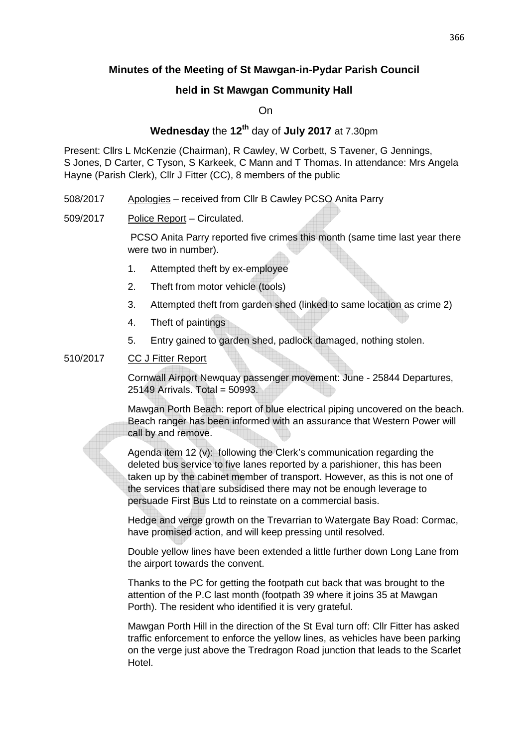## Minutes of the Meeting of St Mawgan-in-Pydar Parish Council

## held in St Mawgan Community Hall

On

## **Wednesday** the **12th** day of **July 2017** at 7.30pm

Present: Cllrs L McKenzie (Chairman), R Cawley, W Corbett, S Tavener, G Jennings, S Jones, D Carter, C Tyson, S Karkeek, C Mann and T Thomas. In attendance: Mrs Angela Hayne (Parish Clerk), Cllr J Fitter (CC), 8 members of the public

508/2017 Apologies – received from Cllr B Cawley PCSO Anita Parry

509/2017 Police Report – Circulated.

PCSO Anita Parry reported five crimes this month (same time last year there were two in number).

1. Attempted theft by ex-employee
2. Theft from motor vehicle (tools)
3. Attempted theft from garden shed (linked to same location as crime 2)
4. Theft of paintings
5. Entry gained to garden shed, padlock damaged, nothing stolen.

510/2017 CC J Fitter Report

Cornwall Airport Newquay passenger movement: June - 25844 Departures, 25149 Arrivals. Total = 50993.

Mawgan Porth Beach: report of blue electrical piping uncovered on the beach. Beach ranger has been informed with an assurance that Western Power will call by and remove.

Agenda item 12 (v): following the Clerk's communication regarding the deleted bus service to five lanes reported by a parishioner, this has been taken up by the cabinet member of transport. However, as this is not one of the services that are subsidised there may not be enough leverage to persuade First Bus Ltd to reinstate on a commercial basis.

Hedge and verge growth on the Trevarrian to Watergate Bay Road: Cormac, have promised action, and will keep pressing until resolved.

Double yellow lines have been extended a little further down Long Lane from the airport towards the convent.

Thanks to the PC for getting the footpath cut back that was brought to the attention of the P.C last month (footpath 39 where it joins 35 at Mawgan Porth). The resident who identified it is very grateful.

Mawgan Porth Hill in the direction of the St Eval turn off: Cllr Fitter has asked traffic enforcement to enforce the yellow lines, as vehicles have been parking on the verge just above the Tredragon Road junction that leads to the Scarlet Hotel.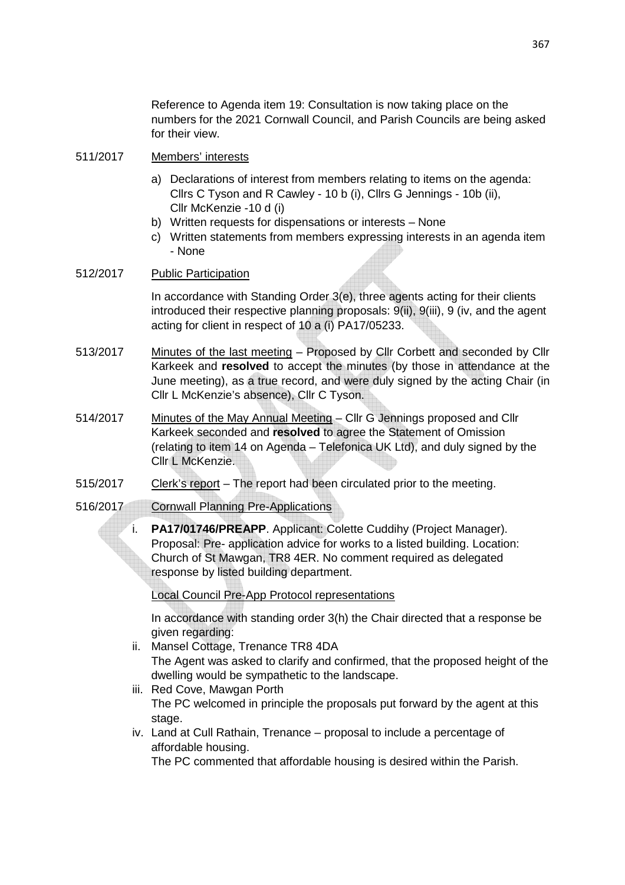Reference to Agenda item 19: Consultation is now taking place on the numbers for the 2021 Cornwall Council, and Parish Councils are being asked for their view.

511/2017 <u>Members' interests</u>

a) Declarations of interest from members relating to items on the agenda: Cllrs C Tyson and R Cawley - 10 b (i), Cllrs G Jennings - 10b (ii), Cllr McKenzie -10 d (i)
b) Written requests for dispensations or interests – None
c) Written statements from members expressing interests in an agenda item - None

512/2017 <u>Public Participation</u>

In accordance with Standing Order 3(e), three agents acting for their clients introduced their respective planning proposals: 9(ii), 9(iii), 9 (iv, and the agent acting for client in respect of 10 a (i) PA17/05233.

513/2017 <u>Minutes of the last meeting</u> – Proposed by Cllr Corbett and seconded by Cllr Karkeek and **resolved** to accept the minutes (by those in attendance at the June meeting), as a true record, and were duly signed by the acting Chair (in Cllr L McKenzie's absence), Cllr C Tyson.

514/2017 <u>Minutes of the May Annual Meeting</u> – Cllr G Jennings proposed and Cllr Karkeek seconded and **resolved** to agree the Statement of Omission (relating to item 14 on Agenda – Telefonica UK Ltd), and duly signed by the Cllr L McKenzie.

515/2017 <u>Clerk's report</u> – The report had been circulated prior to the meeting.

516/2017 <u>Cornwall Planning Pre-Applications</u>

i. **PA17/01746/PREAPP**. Applicant: Colette Cuddihy (Project Manager). Proposal: Pre- application advice for works to a listed building. Location: Church of St Mawgan, TR8 4ER. No comment required as delegated response by listed building department.

<u>Local Council Pre-App Protocol representations</u>

In accordance with standing order 3(h) the Chair directed that a response be given regarding:

ii. Mansel Cottage, Trenance TR8 4DA
The Agent was asked to clarify and confirmed, that the proposed height of the dwelling would be sympathetic to the landscape.
iii. Red Cove, Mawgan Porth
The PC welcomed in principle the proposals put forward by the agent at this stage.
iv. Land at Cull Rathain, Trenance – proposal to include a percentage of affordable housing.
The PC commented that affordable housing is desired within the Parish.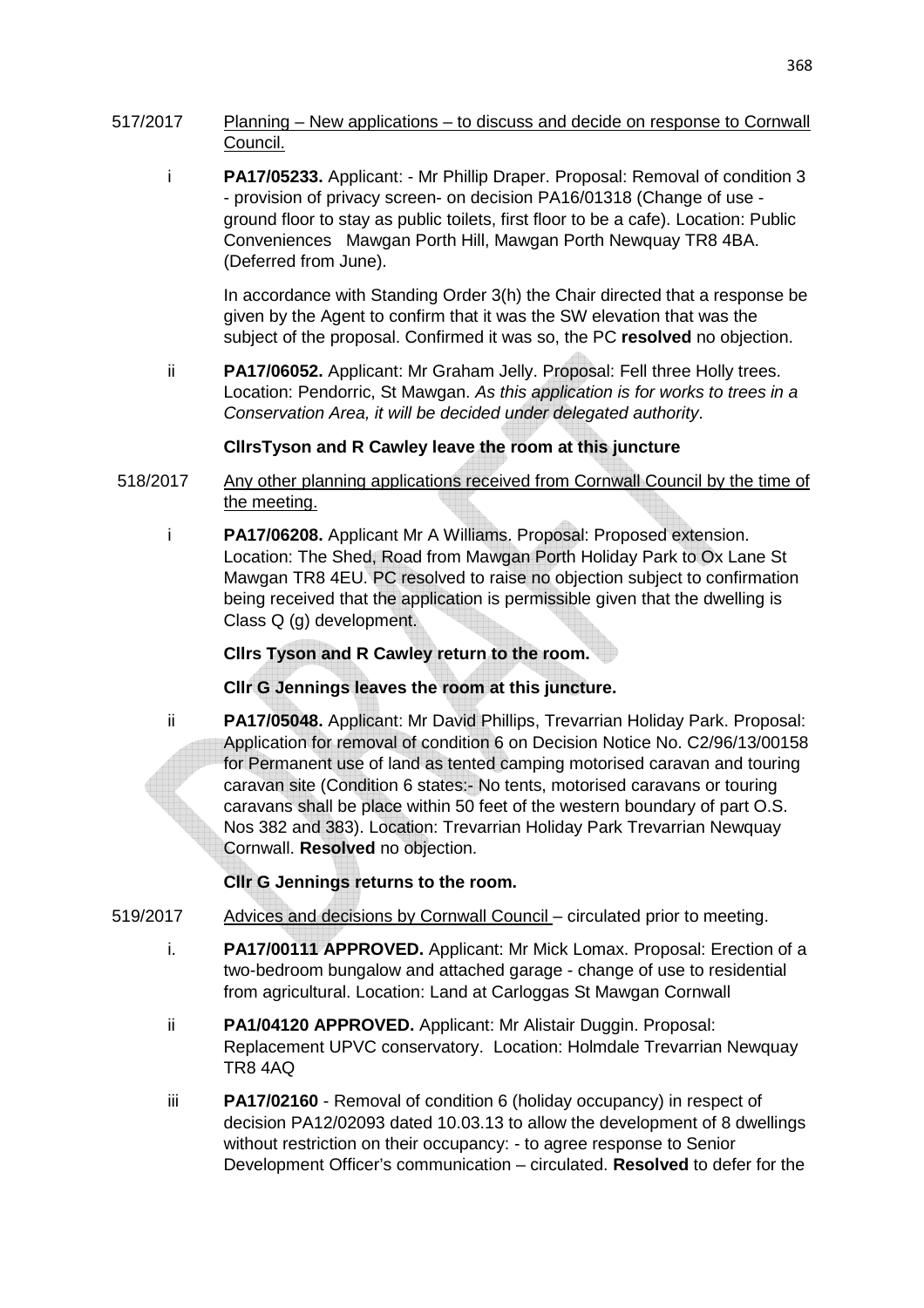517/2017 Planning – New applications – to discuss and decide on response to Cornwall Council.

i **PA17/05233.** Applicant: - Mr Phillip Draper. Proposal: Removal of condition 3 - provision of privacy screen- on decision PA16/01318 (Change of use - ground floor to stay as public toilets, first floor to be a cafe). Location: Public Conveniences Mawgan Porth Hill, Mawgan Porth Newquay TR8 4BA. (Deferred from June).

In accordance with Standing Order 3(h) the Chair directed that a response be given by the Agent to confirm that it was the SW elevation that was the subject of the proposal. Confirmed it was so, the PC **resolved** no objection.

ii **PA17/06052.** Applicant: Mr Graham Jelly. Proposal: Fell three Holly trees. Location: Pendorric, St Mawgan. *As this application is for works to trees in a Conservation Area, it will be decided under delegated authority*.

**CllrsTyson and R Cawley leave the room at this juncture**

518/2017 Any other planning applications received from Cornwall Council by the time of the meeting.

i **PA17/06208.** Applicant Mr A Williams. Proposal: Proposed extension. Location: The Shed, Road from Mawgan Porth Holiday Park to Ox Lane St Mawgan TR8 4EU. PC resolved to raise no objection subject to confirmation being received that the application is permissible given that the dwelling is Class Q (g) development.

**Cllrs Tyson and R Cawley return to the room.**

**Cllr G Jennings leaves the room at this juncture.**

ii **PA17/05048.** Applicant: Mr David Phillips, Trevarrian Holiday Park. Proposal: Application for removal of condition 6 on Decision Notice No. C2/96/13/00158 for Permanent use of land as tented camping motorised caravan and touring caravan site (Condition 6 states:- No tents, motorised caravans or touring caravans shall be place within 50 feet of the western boundary of part O.S. Nos 382 and 383). Location: Trevarrian Holiday Park Trevarrian Newquay Cornwall. **Resolved** no objection.

**Cllr G Jennings returns to the room.**

519/2017 Advices and decisions by Cornwall Council – circulated prior to meeting.

i. **PA17/00111 APPROVED.** Applicant: Mr Mick Lomax. Proposal: Erection of a two-bedroom bungalow and attached garage - change of use to residential from agricultural. Location: Land at Carloggas St Mawgan Cornwall

ii **PA1/04120 APPROVED.** Applicant: Mr Alistair Duggin. Proposal: Replacement UPVC conservatory. Location: Holmdale Trevarrian Newquay TR8 4AQ

iii **PA17/02160** - Removal of condition 6 (holiday occupancy) in respect of decision PA12/02093 dated 10.03.13 to allow the development of 8 dwellings without restriction on their occupancy: - to agree response to Senior Development Officer's communication – circulated. **Resolved** to defer for the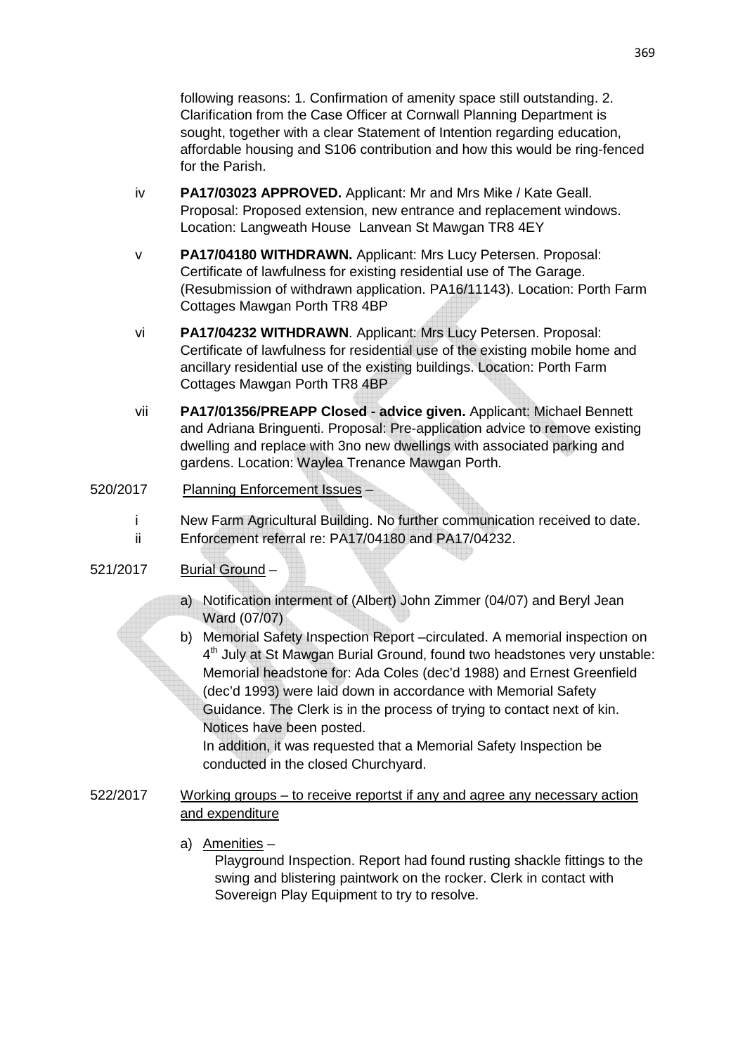following reasons: 1. Confirmation of amenity space still outstanding. 2. Clarification from the Case Officer at Cornwall Planning Department is sought, together with a clear Statement of Intention regarding education, affordable housing and S106 contribution and how this would be ring-fenced for the Parish.

iv **PA17/03023 APPROVED.** Applicant: Mr and Mrs Mike / Kate Geall. Proposal: Proposed extension, new entrance and replacement windows. Location: Langweath House Lanvean St Mawgan TR8 4EY

v **PA17/04180 WITHDRAWN.** Applicant: Mrs Lucy Petersen. Proposal: Certificate of lawfulness for existing residential use of The Garage. (Resubmission of withdrawn application. PA16/11143). Location: Porth Farm Cottages Mawgan Porth TR8 4BP

vi **PA17/04232 WITHDRAWN**. Applicant: Mrs Lucy Petersen. Proposal: Certificate of lawfulness for residential use of the existing mobile home and ancillary residential use of the existing buildings. Location: Porth Farm Cottages Mawgan Porth TR8 4BP

vii **PA17/01356/PREAPP Closed - advice given.** Applicant: Michael Bennett and Adriana Bringuenti. Proposal: Pre-application advice to remove existing dwelling and replace with 3no new dwellings with associated parking and gardens. Location: Waylea Trenance Mawgan Porth.

520/2017 Planning Enforcement Issues –

i New Farm Agricultural Building. No further communication received to date.

ii Enforcement referral re: PA17/04180 and PA17/04232.

521/2017 Burial Ground –

a) Notification interment of (Albert) John Zimmer (04/07) and Beryl Jean Ward (07/07)

b) Memorial Safety Inspection Report –circulated. A memorial inspection on 4th July at St Mawgan Burial Ground, found two headstones very unstable: Memorial headstone for: Ada Coles (dec'd 1988) and Ernest Greenfield (dec'd 1993) were laid down in accordance with Memorial Safety Guidance. The Clerk is in the process of trying to contact next of kin. Notices have been posted.
In addition, it was requested that a Memorial Safety Inspection be conducted in the closed Churchyard.

522/2017 Working groups – to receive reportst if any and agree any necessary action and expenditure

a) Amenities –
Playground Inspection. Report had found rusting shackle fittings to the swing and blistering paintwork on the rocker. Clerk in contact with Sovereign Play Equipment to try to resolve.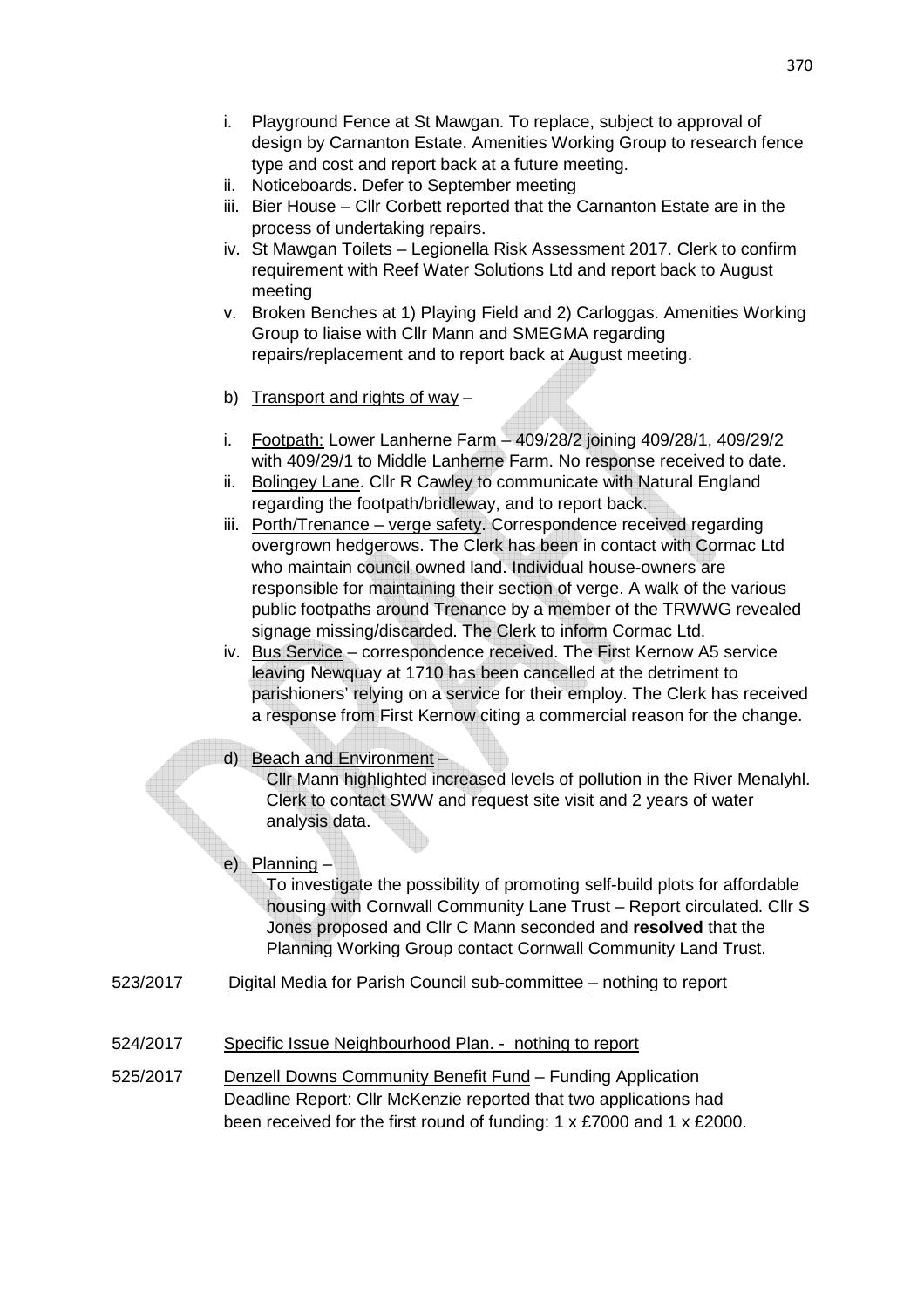- i. Playground Fence at St Mawgan. To replace, subject to approval of design by Carnanton Estate. Amenities Working Group to research fence type and cost and report back at a future meeting.
- ii. Noticeboards. Defer to September meeting
- iii. Bier House – Cllr Corbett reported that the Carnanton Estate are in the process of undertaking repairs.
- iv. St Mawgan Toilets – Legionella Risk Assessment 2017. Clerk to confirm requirement with Reef Water Solutions Ltd and report back to August meeting
- v. Broken Benches at 1) Playing Field and 2) Carloggas. Amenities Working Group to liaise with Cllr Mann and SMEGMA regarding repairs/replacement and to report back at August meeting.

b) Transport and rights of way –

- i. Footpath: Lower Lanherne Farm – 409/28/2 joining 409/28/1, 409/29/2 with 409/29/1 to Middle Lanherne Farm. No response received to date.
- ii. Bolingey Lane. Cllr R Cawley to communicate with Natural England regarding the footpath/bridleway, and to report back.
- iii. Porth/Trenance – verge safety. Correspondence received regarding overgrown hedgerows. The Clerk has been in contact with Cormac Ltd who maintain council owned land. Individual house-owners are responsible for maintaining their section of verge. A walk of the various public footpaths around Trenance by a member of the TRWWG revealed signage missing/discarded. The Clerk to inform Cormac Ltd.
- iv. Bus Service – correspondence received. The First Kernow A5 service leaving Newquay at 1710 has been cancelled at the detriment to parishioners' relying on a service for their employ. The Clerk has received a response from First Kernow citing a commercial reason for the change.

d) Beach and Environment –
Cllr Mann highlighted increased levels of pollution in the River Menalyhl. Clerk to contact SWW and request site visit and 2 years of water analysis data.

e) Planning –
To investigate the possibility of promoting self-build plots for affordable housing with Cornwall Community Lane Trust – Report circulated. Cllr S Jones proposed and Cllr C Mann seconded and **resolved** that the Planning Working Group contact Cornwall Community Land Trust.

523/2017 Digital Media for Parish Council sub-committee – nothing to report

524/2017 Specific Issue Neighbourhood Plan. - nothing to report

525/2017 Denzell Downs Community Benefit Fund – Funding Application Deadline Report: Cllr McKenzie reported that two applications had been received for the first round of funding: 1 x £7000 and 1 x £2000.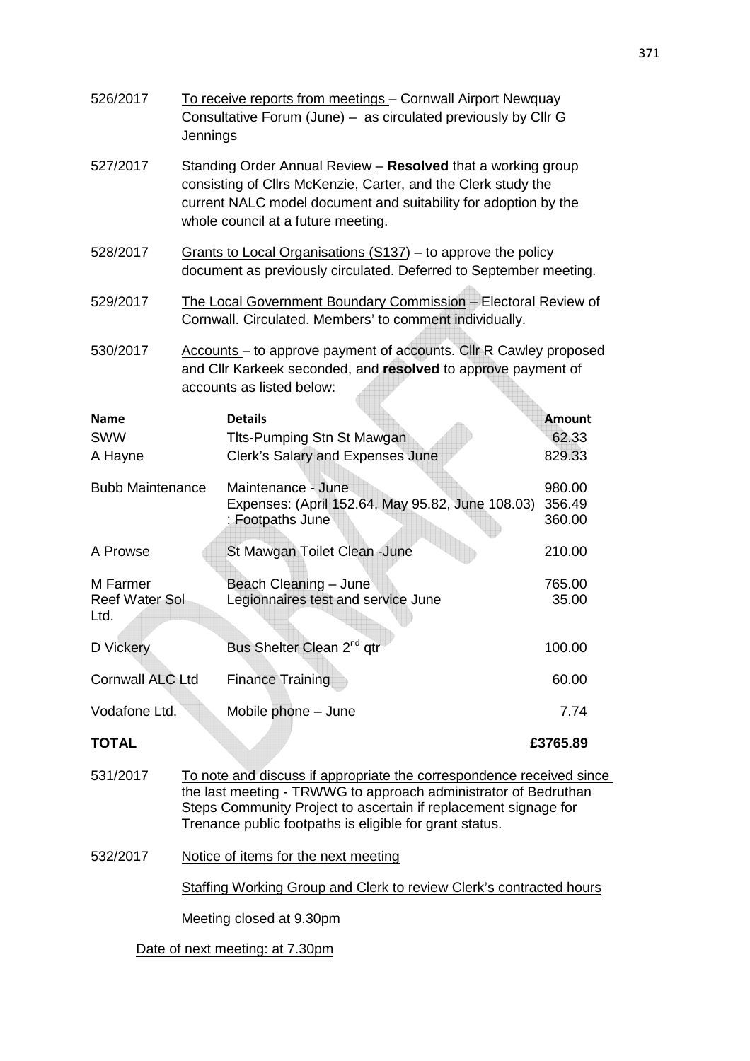526/2017 To receive reports from meetings – Cornwall Airport Newquay Consultative Forum (June) – as circulated previously by Cllr G Jennings

527/2017 Standing Order Annual Review – **Resolved** that a working group consisting of Cllrs McKenzie, Carter, and the Clerk study the current NALC model document and suitability for adoption by the whole council at a future meeting.

528/2017 Grants to Local Organisations (S137) – to approve the policy document as previously circulated. Deferred to September meeting.

529/2017 The Local Government Boundary Commission – Electoral Review of Cornwall. Circulated. Members' to comment individually.

530/2017 Accounts – to approve payment of accounts. Cllr R Cawley proposed and Cllr Karkeek seconded, and **resolved** to approve payment of accounts as listed below:

| **Name** | **Details** | **Amount** |
|---|---|---|
| SWW | Tlts-Pumping Stn St Mawgan | 62.33 |
| A Hayne | Clerk's Salary and Expenses June | 829.33 |
| Bubb Maintenance | Maintenance - June | 980.00 |
| | Expenses: (April 152.64, May 95.82, June 108.03) | 356.49 |
| | : Footpaths June | 360.00 |
| A Prowse | St Mawgan Toilet Clean -June | 210.00 |
| M Farmer | Beach Cleaning – June | 765.00 |
| Reef Water Sol Ltd. | Legionnaires test and service June | 35.00 |
| D Vickery | Bus Shelter Clean 2nd qtr | 100.00 |
| Cornwall ALC Ltd | Finance Training | 60.00 |
| Vodafone Ltd. | Mobile phone – June | 7.74 |
| **TOTAL** | | **£3765.89** |

531/2017 To note and discuss if appropriate the correspondence received since the last meeting - TRWWG to approach administrator of Bedruthan Steps Community Project to ascertain if replacement signage for Trenance public footpaths is eligible for grant status.

532/2017 Notice of items for the next meeting

Staffing Working Group and Clerk to review Clerk's contracted hours

Meeting closed at 9.30pm

Date of next meeting: at 7.30pm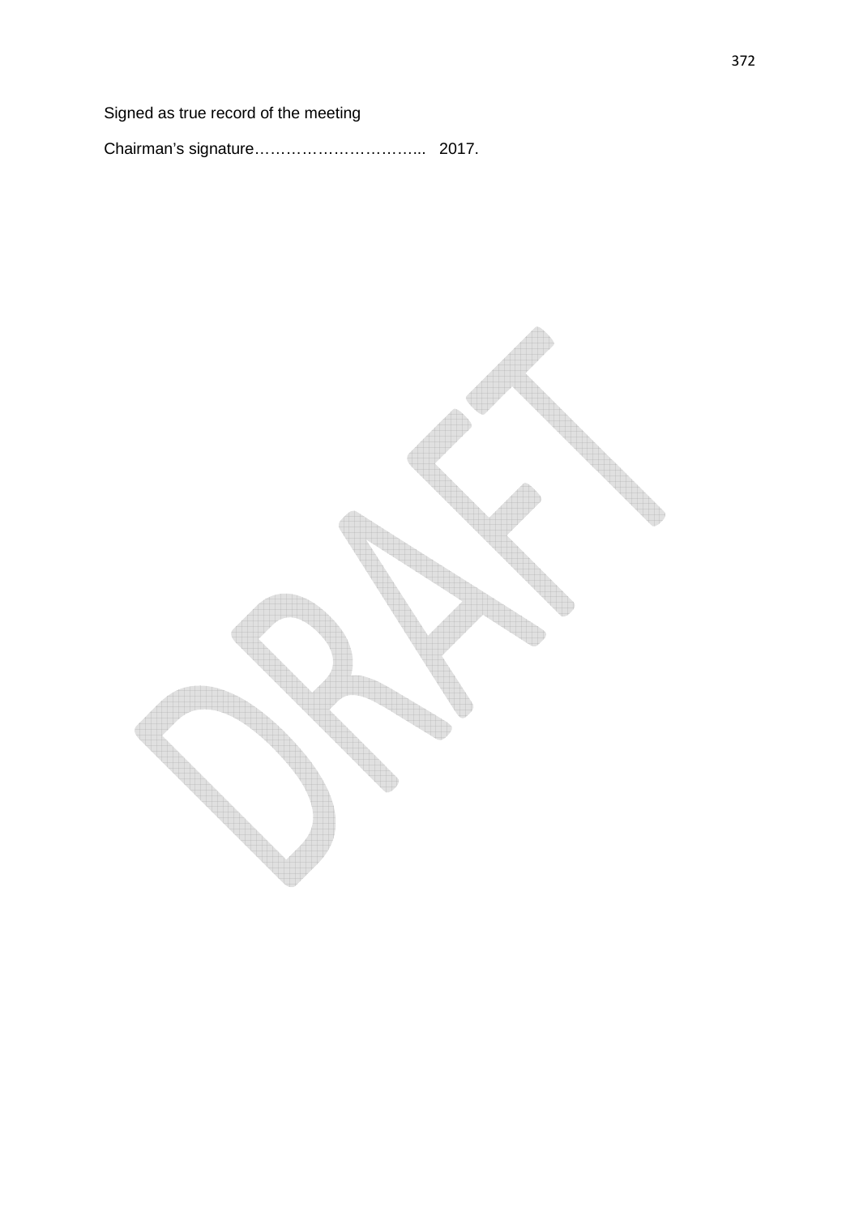Signed as true record of the meeting

Chairman's signature…………………………... 2017.